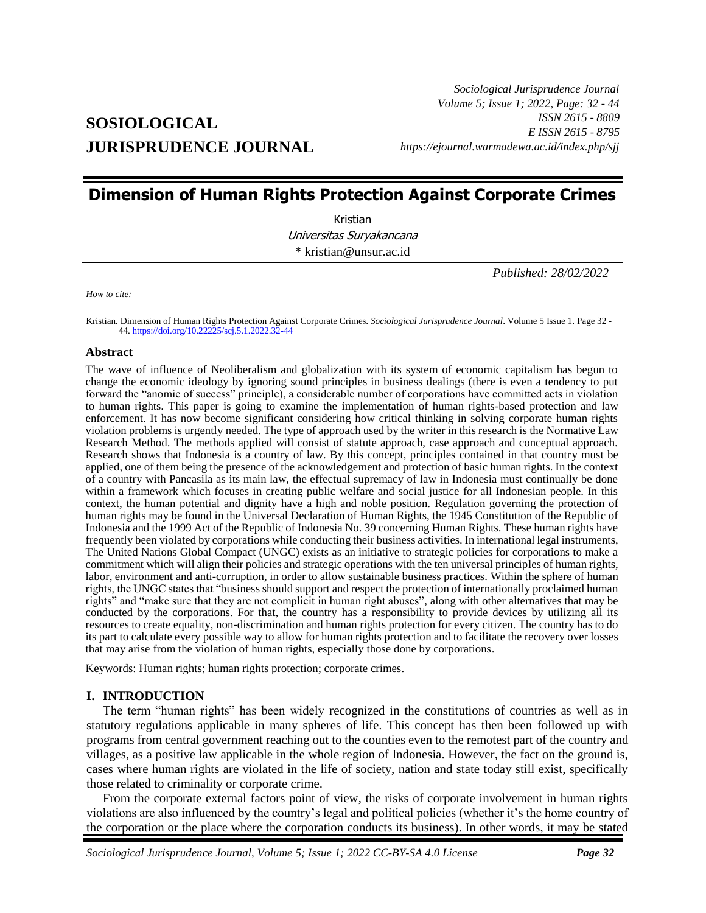**SOSIOLOGICAL JURISPRUDENCE JOURNAL**

*Sociological Jurisprudence Journal*
*Volume 5; Issue 1; 2022, Page: 32 - 44*
*ISSN 2615 - 8809*
*E ISSN 2615 - 8795*
*https://ejournal.warmadewa.ac.id/index.php/sjj*

# Dimension of Human Rights Protection Against Corporate Crimes

Kristian
*Universitas Suryakancana*
* kristian@unsur.ac.id

*Published: 28/02/2022*

*How to cite:*

Kristian. Dimension of Human Rights Protection Against Corporate Crimes. *Sociological Jurisprudence Journal*. Volume 5 Issue 1. Page 32 - 44. https://doi.org/10.22225/scj.5.1.2022.32-44

## Abstract

The wave of influence of Neoliberalism and globalization with its system of economic capitalism has begun to change the economic ideology by ignoring sound principles in business dealings (there is even a tendency to put forward the "anomie of success" principle), a considerable number of corporations have committed acts in violation to human rights. This paper is going to examine the implementation of human rights-based protection and law enforcement. It has now become significant considering how critical thinking in solving corporate human rights violation problems is urgently needed. The type of approach used by the writer in this research is the Normative Law Research Method. The methods applied will consist of statute approach, case approach and conceptual approach. Research shows that Indonesia is a country of law. By this concept, principles contained in that country must be applied, one of them being the presence of the acknowledgement and protection of basic human rights. In the context of a country with Pancasila as its main law, the effectual supremacy of law in Indonesia must continually be done within a framework which focuses in creating public welfare and social justice for all Indonesian people. In this context, the human potential and dignity have a high and noble position. Regulation governing the protection of human rights may be found in the Universal Declaration of Human Rights, the 1945 Constitution of the Republic of Indonesia and the 1999 Act of the Republic of Indonesia No. 39 concerning Human Rights. These human rights have frequently been violated by corporations while conducting their business activities. In international legal instruments, The United Nations Global Compact (UNGC) exists as an initiative to strategic policies for corporations to make a commitment which will align their policies and strategic operations with the ten universal principles of human rights, labor, environment and anti-corruption, in order to allow sustainable business practices. Within the sphere of human rights, the UNGC states that "business should support and respect the protection of internationally proclaimed human rights" and "make sure that they are not complicit in human right abuses", along with other alternatives that may be conducted by the corporations. For that, the country has a responsibility to provide devices by utilizing all its resources to create equality, non-discrimination and human rights protection for every citizen. The country has to do its part to calculate every possible way to allow for human rights protection and to facilitate the recovery over losses that may arise from the violation of human rights, especially those done by corporations.

Keywords: Human rights; human rights protection; corporate crimes.

## I. INTRODUCTION

The term "human rights" has been widely recognized in the constitutions of countries as well as in statutory regulations applicable in many spheres of life. This concept has then been followed up with programs from central government reaching out to the counties even to the remotest part of the country and villages, as a positive law applicable in the whole region of Indonesia. However, the fact on the ground is, cases where human rights are violated in the life of society, nation and state today still exist, specifically those related to criminality or corporate crime.

From the corporate external factors point of view, the risks of corporate involvement in human rights violations are also influenced by the country's legal and political policies (whether it's the home country of the corporation or the place where the corporation conducts its business). In other words, it may be stated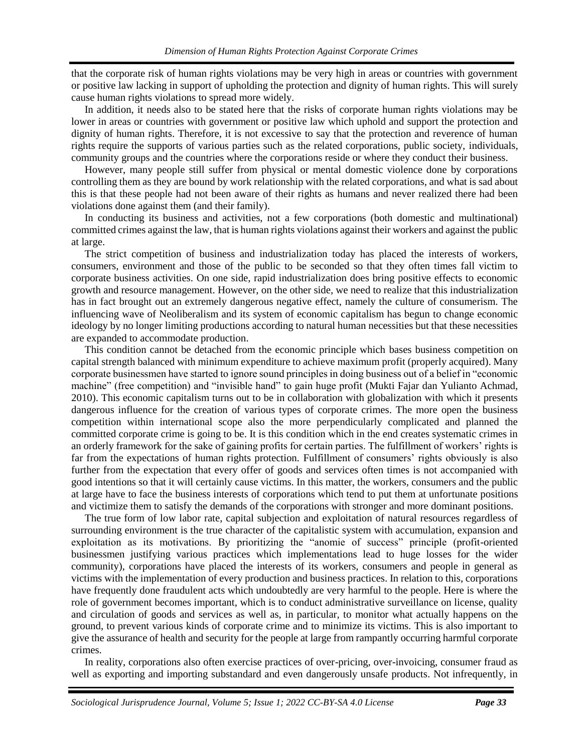that the corporate risk of human rights violations may be very high in areas or countries with government or positive law lacking in support of upholding the protection and dignity of human rights. This will surely cause human rights violations to spread more widely.

In addition, it needs also to be stated here that the risks of corporate human rights violations may be lower in areas or countries with government or positive law which uphold and support the protection and dignity of human rights. Therefore, it is not excessive to say that the protection and reverence of human rights require the supports of various parties such as the related corporations, public society, individuals, community groups and the countries where the corporations reside or where they conduct their business.

However, many people still suffer from physical or mental domestic violence done by corporations controlling them as they are bound by work relationship with the related corporations, and what is sad about this is that these people had not been aware of their rights as humans and never realized there had been violations done against them (and their family).

In conducting its business and activities, not a few corporations (both domestic and multinational) committed crimes against the law, that is human rights violations against their workers and against the public at large.

The strict competition of business and industrialization today has placed the interests of workers, consumers, environment and those of the public to be seconded so that they often times fall victim to corporate business activities. On one side, rapid industrialization does bring positive effects to economic growth and resource management. However, on the other side, we need to realize that this industrialization has in fact brought out an extremely dangerous negative effect, namely the culture of consumerism. The influencing wave of Neoliberalism and its system of economic capitalism has begun to change economic ideology by no longer limiting productions according to natural human necessities but that these necessities are expanded to accommodate production.

This condition cannot be detached from the economic principle which bases business competition on capital strength balanced with minimum expenditure to achieve maximum profit (properly acquired). Many corporate businessmen have started to ignore sound principles in doing business out of a belief in "economic machine" (free competition) and "invisible hand" to gain huge profit (Mukti Fajar dan Yulianto Achmad, 2010). This economic capitalism turns out to be in collaboration with globalization with which it presents dangerous influence for the creation of various types of corporate crimes. The more open the business competition within international scope also the more perpendicularly complicated and planned the committed corporate crime is going to be. It is this condition which in the end creates systematic crimes in an orderly framework for the sake of gaining profits for certain parties. The fulfillment of workers' rights is far from the expectations of human rights protection. Fulfillment of consumers' rights obviously is also further from the expectation that every offer of goods and services often times is not accompanied with good intentions so that it will certainly cause victims. In this matter, the workers, consumers and the public at large have to face the business interests of corporations which tend to put them at unfortunate positions and victimize them to satisfy the demands of the corporations with stronger and more dominant positions.

The true form of low labor rate, capital subjection and exploitation of natural resources regardless of surrounding environment is the true character of the capitalistic system with accumulation, expansion and exploitation as its motivations. By prioritizing the "anomie of success" principle (profit-oriented businessmen justifying various practices which implementations lead to huge losses for the wider community), corporations have placed the interests of its workers, consumers and people in general as victims with the implementation of every production and business practices. In relation to this, corporations have frequently done fraudulent acts which undoubtedly are very harmful to the people. Here is where the role of government becomes important, which is to conduct administrative surveillance on license, quality and circulation of goods and services as well as, in particular, to monitor what actually happens on the ground, to prevent various kinds of corporate crime and to minimize its victims. This is also important to give the assurance of health and security for the people at large from rampantly occurring harmful corporate crimes.

In reality, corporations also often exercise practices of over-pricing, over-invoicing, consumer fraud as well as exporting and importing substandard and even dangerously unsafe products. Not infrequently, in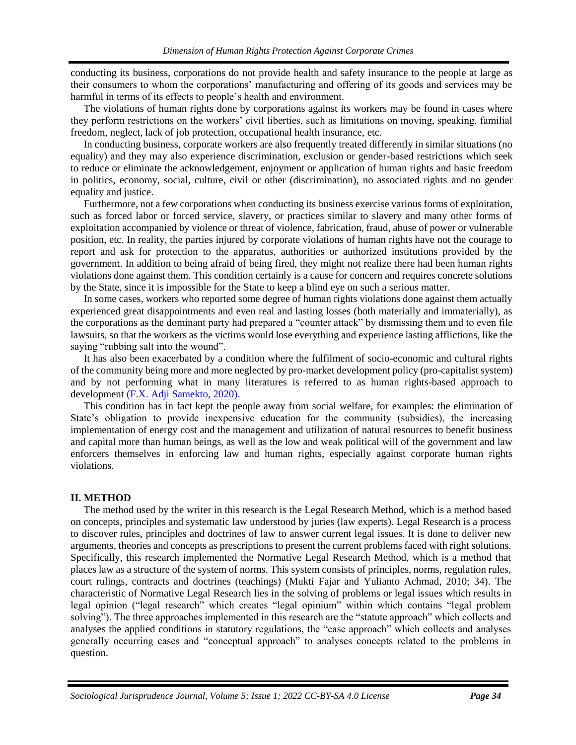conducting its business, corporations do not provide health and safety insurance to the people at large as their consumers to whom the corporations' manufacturing and offering of its goods and services may be harmful in terms of its effects to people's health and environment.

The violations of human rights done by corporations against its workers may be found in cases where they perform restrictions on the workers' civil liberties, such as limitations on moving, speaking, familial freedom, neglect, lack of job protection, occupational health insurance, etc.

In conducting business, corporate workers are also frequently treated differently in similar situations (no equality) and they may also experience discrimination, exclusion or gender-based restrictions which seek to reduce or eliminate the acknowledgement, enjoyment or application of human rights and basic freedom in politics, economy, social, culture, civil or other (discrimination), no associated rights and no gender equality and justice.

Furthermore, not a few corporations when conducting its business exercise various forms of exploitation, such as forced labor or forced service, slavery, or practices similar to slavery and many other forms of exploitation accompanied by violence or threat of violence, fabrication, fraud, abuse of power or vulnerable position, etc. In reality, the parties injured by corporate violations of human rights have not the courage to report and ask for protection to the apparatus, authorities or authorized institutions provided by the government. In addition to being afraid of being fired, they might not realize there had been human rights violations done against them. This condition certainly is a cause for concern and requires concrete solutions by the State, since it is impossible for the State to keep a blind eye on such a serious matter.

In some cases, workers who reported some degree of human rights violations done against them actually experienced great disappointments and even real and lasting losses (both materially and immaterially), as the corporations as the dominant party had prepared a "counter attack" by dismissing them and to even file lawsuits, so that the workers as the victims would lose everything and experience lasting afflictions, like the saying "rubbing salt into the wound".

It has also been exacerbated by a condition where the fulfilment of socio-economic and cultural rights of the community being more and more neglected by pro-market development policy (pro-capitalist system) and by not performing what in many literatures is referred to as human rights-based approach to development (F.X. Adji Samekto, 2020).

This condition has in fact kept the people away from social welfare, for examples: the elimination of State's obligation to provide inexpensive education for the community (subsidies), the increasing implementation of energy cost and the management and utilization of natural resources to benefit business and capital more than human beings, as well as the low and weak political will of the government and law enforcers themselves in enforcing law and human rights, especially against corporate human rights violations.

## II. METHOD

The method used by the writer in this research is the Legal Research Method, which is a method based on concepts, principles and systematic law understood by juries (law experts). Legal Research is a process to discover rules, principles and doctrines of law to answer current legal issues. It is done to deliver new arguments, theories and concepts as prescriptions to present the current problems faced with right solutions. Specifically, this research implemented the Normative Legal Research Method, which is a method that places law as a structure of the system of norms. This system consists of principles, norms, regulation rules, court rulings, contracts and doctrines (teachings) (Mukti Fajar and Yulianto Achmad, 2010; 34). The characteristic of Normative Legal Research lies in the solving of problems or legal issues which results in legal opinion ("legal research" which creates "legal opinium" within which contains "legal problem solving"). The three approaches implemented in this research are the "statute approach" which collects and analyses the applied conditions in statutory regulations, the "case approach" which collects and analyses generally occurring cases and "conceptual approach" to analyses concepts related to the problems in question.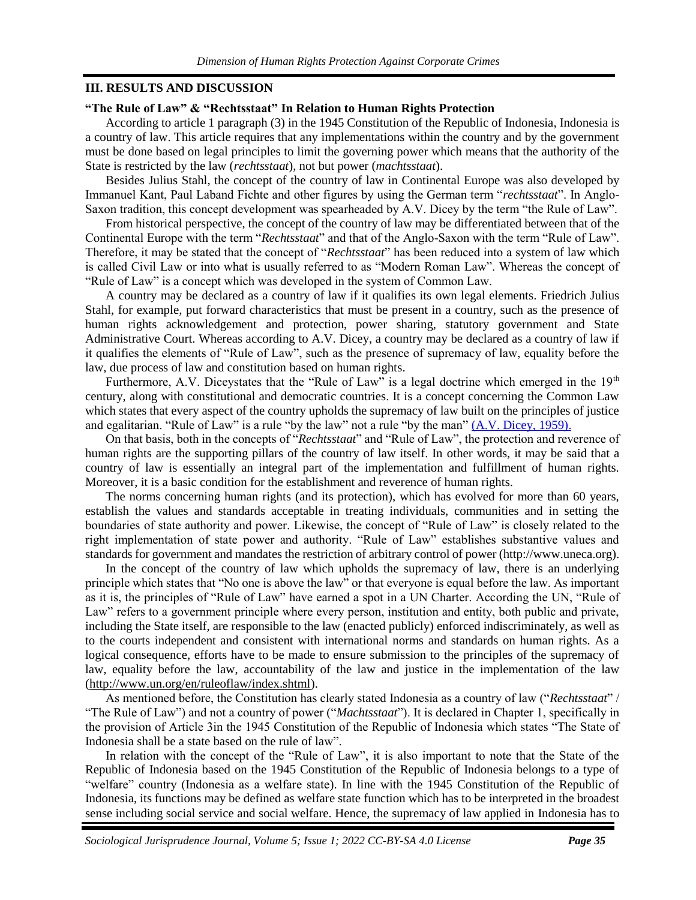## III. RESULTS AND DISCUSSION

### "The Rule of Law" & "Rechtsstaat" In Relation to Human Rights Protection

According to article 1 paragraph (3) in the 1945 Constitution of the Republic of Indonesia, Indonesia is a country of law. This article requires that any implementations within the country and by the government must be done based on legal principles to limit the governing power which means that the authority of the State is restricted by the law (*rechtsstaat*), not but power (*machtsstaat*).

Besides Julius Stahl, the concept of the country of law in Continental Europe was also developed by Immanuel Kant, Paul Laband Fichte and other figures by using the German term "*rechtsstaat*". In Anglo-Saxon tradition, this concept development was spearheaded by A.V. Dicey by the term "the Rule of Law".

From historical perspective, the concept of the country of law may be differentiated between that of the Continental Europe with the term "*Rechtsstaat*" and that of the Anglo-Saxon with the term "Rule of Law". Therefore, it may be stated that the concept of "*Rechtsstaat*" has been reduced into a system of law which is called Civil Law or into what is usually referred to as "Modern Roman Law". Whereas the concept of "Rule of Law" is a concept which was developed in the system of Common Law.

A country may be declared as a country of law if it qualifies its own legal elements. Friedrich Julius Stahl, for example, put forward characteristics that must be present in a country, such as the presence of human rights acknowledgement and protection, power sharing, statutory government and State Administrative Court. Whereas according to A.V. Dicey, a country may be declared as a country of law if it qualifies the elements of "Rule of Law", such as the presence of supremacy of law, equality before the law, due process of law and constitution based on human rights.

Furthermore, A.V. Diceystates that the "Rule of Law" is a legal doctrine which emerged in the 19th century, along with constitutional and democratic countries. It is a concept concerning the Common Law which states that every aspect of the country upholds the supremacy of law built on the principles of justice and egalitarian. "Rule of Law" is a rule "by the law" not a rule "by the man" (A.V. Dicey, 1959).

On that basis, both in the concepts of "*Rechtsstaat*" and "Rule of Law", the protection and reverence of human rights are the supporting pillars of the country of law itself. In other words, it may be said that a country of law is essentially an integral part of the implementation and fulfillment of human rights. Moreover, it is a basic condition for the establishment and reverence of human rights.

The norms concerning human rights (and its protection), which has evolved for more than 60 years, establish the values and standards acceptable in treating individuals, communities and in setting the boundaries of state authority and power. Likewise, the concept of "Rule of Law" is closely related to the right implementation of state power and authority. "Rule of Law" establishes substantive values and standards for government and mandates the restriction of arbitrary control of power (http://www.uneca.org).

In the concept of the country of law which upholds the supremacy of law, there is an underlying principle which states that "No one is above the law" or that everyone is equal before the law. As important as it is, the principles of "Rule of Law" have earned a spot in a UN Charter. According the UN, "Rule of Law" refers to a government principle where every person, institution and entity, both public and private, including the State itself, are responsible to the law (enacted publicly) enforced indiscriminately, as well as to the courts independent and consistent with international norms and standards on human rights. As a logical consequence, efforts have to be made to ensure submission to the principles of the supremacy of law, equality before the law, accountability of the law and justice in the implementation of the law (http://www.un.org/en/ruleoflaw/index.shtml).

As mentioned before, the Constitution has clearly stated Indonesia as a country of law ("*Rechtsstaat*" / "The Rule of Law") and not a country of power ("*Machtsstaat*"). It is declared in Chapter 1, specifically in the provision of Article 3in the 1945 Constitution of the Republic of Indonesia which states "The State of Indonesia shall be a state based on the rule of law".

In relation with the concept of the "Rule of Law", it is also important to note that the State of the Republic of Indonesia based on the 1945 Constitution of the Republic of Indonesia belongs to a type of "welfare" country (Indonesia as a welfare state). In line with the 1945 Constitution of the Republic of Indonesia, its functions may be defined as welfare state function which has to be interpreted in the broadest sense including social service and social welfare. Hence, the supremacy of law applied in Indonesia has to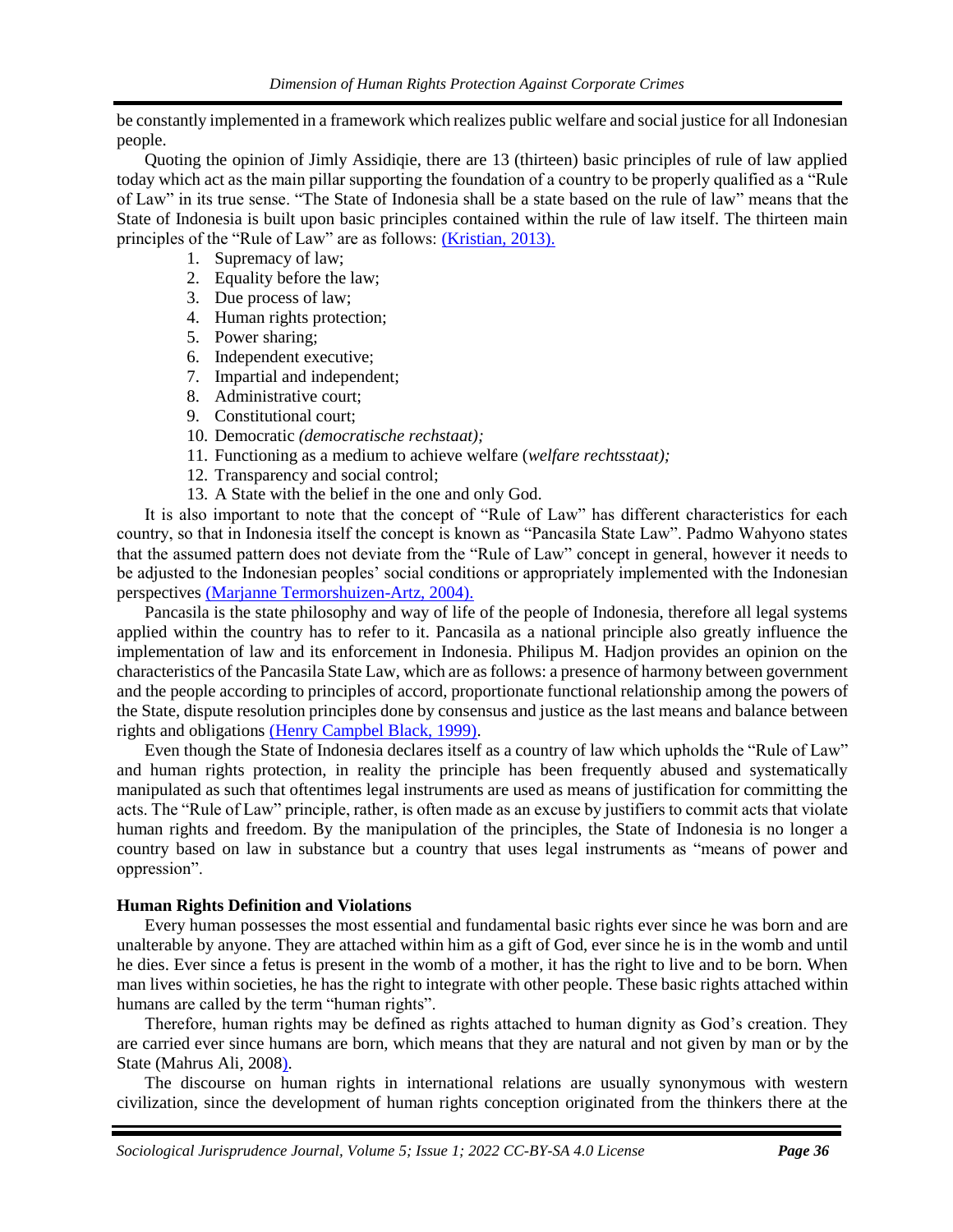be constantly implemented in a framework which realizes public welfare and social justice for all Indonesian people.

Quoting the opinion of Jimly Assidiqie, there are 13 (thirteen) basic principles of rule of law applied today which act as the main pillar supporting the foundation of a country to be properly qualified as a "Rule of Law" in its true sense. "The State of Indonesia shall be a state based on the rule of law" means that the State of Indonesia is built upon basic principles contained within the rule of law itself. The thirteen main principles of the "Rule of Law" are as follows: (Kristian, 2013).

1. Supremacy of law;
2. Equality before the law;
3. Due process of law;
4. Human rights protection;
5. Power sharing;
6. Independent executive;
7. Impartial and independent;
8. Administrative court;
9. Constitutional court;
10. Democratic *(democratische rechstaat);*
11. Functioning as a medium to achieve welfare (*welfare rechtsstaat);*
12. Transparency and social control;
13. A State with the belief in the one and only God.

It is also important to note that the concept of "Rule of Law" has different characteristics for each country, so that in Indonesia itself the concept is known as "Pancasila State Law". Padmo Wahyono states that the assumed pattern does not deviate from the "Rule of Law" concept in general, however it needs to be adjusted to the Indonesian peoples' social conditions or appropriately implemented with the Indonesian perspectives (Marjanne Termorshuizen-Artz, 2004).

Pancasila is the state philosophy and way of life of the people of Indonesia, therefore all legal systems applied within the country has to refer to it. Pancasila as a national principle also greatly influence the implementation of law and its enforcement in Indonesia. Philipus M. Hadjon provides an opinion on the characteristics of the Pancasila State Law, which are as follows: a presence of harmony between government and the people according to principles of accord, proportionate functional relationship among the powers of the State, dispute resolution principles done by consensus and justice as the last means and balance between rights and obligations (Henry Campbel Black, 1999).

Even though the State of Indonesia declares itself as a country of law which upholds the "Rule of Law" and human rights protection, in reality the principle has been frequently abused and systematically manipulated as such that oftentimes legal instruments are used as means of justification for committing the acts. The "Rule of Law" principle, rather, is often made as an excuse by justifiers to commit acts that violate human rights and freedom. By the manipulation of the principles, the State of Indonesia is no longer a country based on law in substance but a country that uses legal instruments as "means of power and oppression".

**Human Rights Definition and Violations**

Every human possesses the most essential and fundamental basic rights ever since he was born and are unalterable by anyone. They are attached within him as a gift of God, ever since he is in the womb and until he dies. Ever since a fetus is present in the womb of a mother, it has the right to live and to be born. When man lives within societies, he has the right to integrate with other people. These basic rights attached within humans are called by the term "human rights".

Therefore, human rights may be defined as rights attached to human dignity as God's creation. They are carried ever since humans are born, which means that they are natural and not given by man or by the State (Mahrus Ali, 2008).

The discourse on human rights in international relations are usually synonymous with western civilization, since the development of human rights conception originated from the thinkers there at the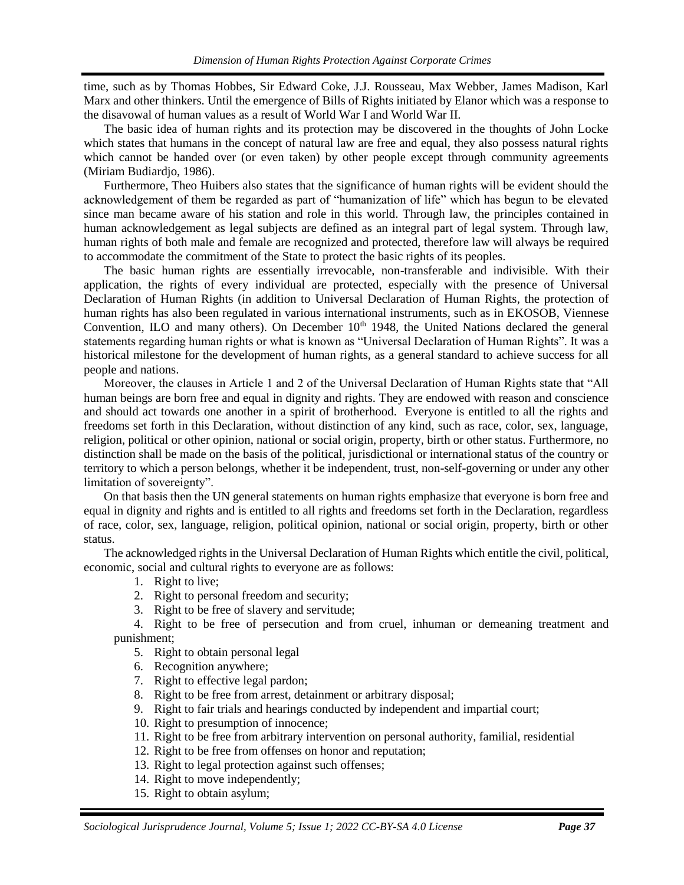time, such as by Thomas Hobbes, Sir Edward Coke, J.J. Rousseau, Max Webber, James Madison, Karl Marx and other thinkers. Until the emergence of Bills of Rights initiated by Elanor which was a response to the disavowal of human values as a result of World War I and World War II.

The basic idea of human rights and its protection may be discovered in the thoughts of John Locke which states that humans in the concept of natural law are free and equal, they also possess natural rights which cannot be handed over (or even taken) by other people except through community agreements (Miriam Budiardjo, 1986).

Furthermore, Theo Huibers also states that the significance of human rights will be evident should the acknowledgement of them be regarded as part of "humanization of life" which has begun to be elevated since man became aware of his station and role in this world. Through law, the principles contained in human acknowledgement as legal subjects are defined as an integral part of legal system. Through law, human rights of both male and female are recognized and protected, therefore law will always be required to accommodate the commitment of the State to protect the basic rights of its peoples.

The basic human rights are essentially irrevocable, non-transferable and indivisible. With their application, the rights of every individual are protected, especially with the presence of Universal Declaration of Human Rights (in addition to Universal Declaration of Human Rights, the protection of human rights has also been regulated in various international instruments, such as in EKOSOB, Viennese Convention, ILO and many others). On December 10th 1948, the United Nations declared the general statements regarding human rights or what is known as "Universal Declaration of Human Rights". It was a historical milestone for the development of human rights, as a general standard to achieve success for all people and nations.

Moreover, the clauses in Article 1 and 2 of the Universal Declaration of Human Rights state that "All human beings are born free and equal in dignity and rights. They are endowed with reason and conscience and should act towards one another in a spirit of brotherhood. Everyone is entitled to all the rights and freedoms set forth in this Declaration, without distinction of any kind, such as race, color, sex, language, religion, political or other opinion, national or social origin, property, birth or other status. Furthermore, no distinction shall be made on the basis of the political, jurisdictional or international status of the country or territory to which a person belongs, whether it be independent, trust, non-self-governing or under any other limitation of sovereignty".

On that basis then the UN general statements on human rights emphasize that everyone is born free and equal in dignity and rights and is entitled to all rights and freedoms set forth in the Declaration, regardless of race, color, sex, language, religion, political opinion, national or social origin, property, birth or other status.

The acknowledged rights in the Universal Declaration of Human Rights which entitle the civil, political, economic, social and cultural rights to everyone are as follows:

1. Right to live;
2. Right to personal freedom and security;
3. Right to be free of slavery and servitude;
4. Right to be free of persecution and from cruel, inhuman or demeaning treatment and punishment;
5. Right to obtain personal legal
6. Recognition anywhere;
7. Right to effective legal pardon;
8. Right to be free from arrest, detainment or arbitrary disposal;
9. Right to fair trials and hearings conducted by independent and impartial court;
10. Right to presumption of innocence;
11. Right to be free from arbitrary intervention on personal authority, familial, residential
12. Right to be free from offenses on honor and reputation;
13. Right to legal protection against such offenses;
14. Right to move independently;
15. Right to obtain asylum;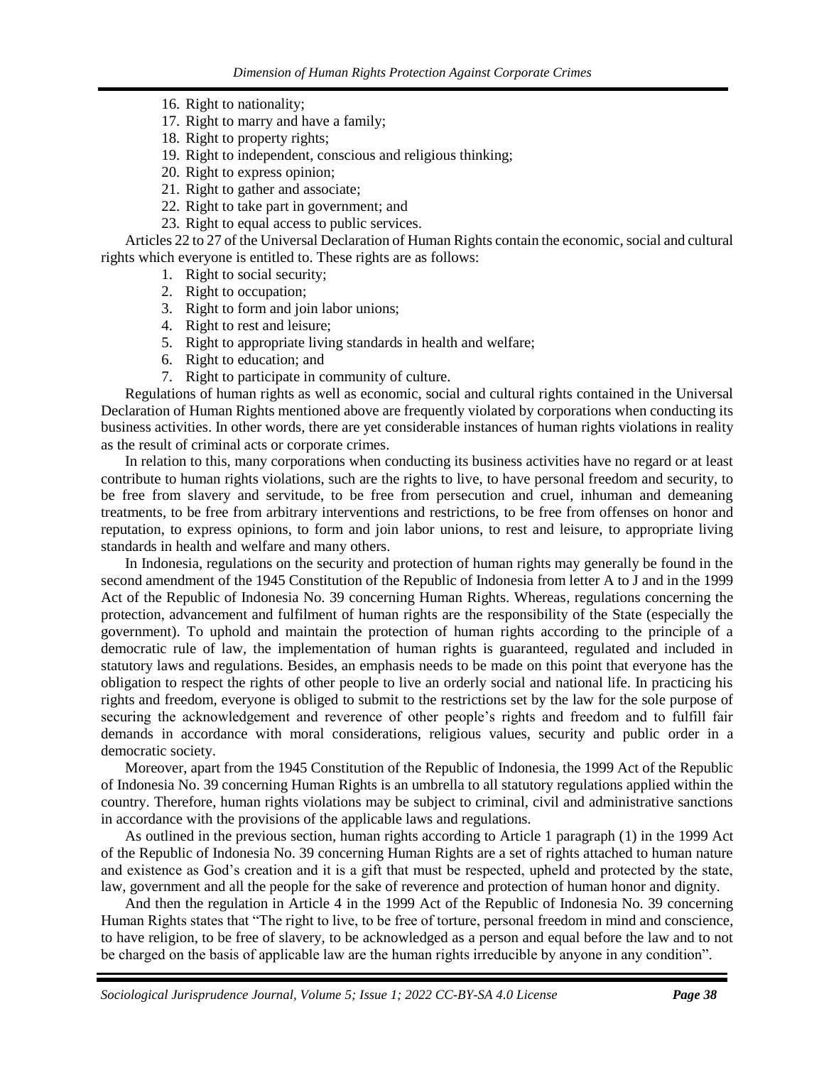16. Right to nationality;
17. Right to marry and have a family;
18. Right to property rights;
19. Right to independent, conscious and religious thinking;
20. Right to express opinion;
21. Right to gather and associate;
22. Right to take part in government; and
23. Right to equal access to public services.

Articles 22 to 27 of the Universal Declaration of Human Rights contain the economic, social and cultural rights which everyone is entitled to. These rights are as follows:

1. Right to social security;
2. Right to occupation;
3. Right to form and join labor unions;
4. Right to rest and leisure;
5. Right to appropriate living standards in health and welfare;
6. Right to education; and
7. Right to participate in community of culture.

Regulations of human rights as well as economic, social and cultural rights contained in the Universal Declaration of Human Rights mentioned above are frequently violated by corporations when conducting its business activities. In other words, there are yet considerable instances of human rights violations in reality as the result of criminal acts or corporate crimes.

In relation to this, many corporations when conducting its business activities have no regard or at least contribute to human rights violations, such are the rights to live, to have personal freedom and security, to be free from slavery and servitude, to be free from persecution and cruel, inhuman and demeaning treatments, to be free from arbitrary interventions and restrictions, to be free from offenses on honor and reputation, to express opinions, to form and join labor unions, to rest and leisure, to appropriate living standards in health and welfare and many others.

In Indonesia, regulations on the security and protection of human rights may generally be found in the second amendment of the 1945 Constitution of the Republic of Indonesia from letter A to J and in the 1999 Act of the Republic of Indonesia No. 39 concerning Human Rights. Whereas, regulations concerning the protection, advancement and fulfilment of human rights are the responsibility of the State (especially the government). To uphold and maintain the protection of human rights according to the principle of a democratic rule of law, the implementation of human rights is guaranteed, regulated and included in statutory laws and regulations. Besides, an emphasis needs to be made on this point that everyone has the obligation to respect the rights of other people to live an orderly social and national life. In practicing his rights and freedom, everyone is obliged to submit to the restrictions set by the law for the sole purpose of securing the acknowledgement and reverence of other people's rights and freedom and to fulfill fair demands in accordance with moral considerations, religious values, security and public order in a democratic society.

Moreover, apart from the 1945 Constitution of the Republic of Indonesia, the 1999 Act of the Republic of Indonesia No. 39 concerning Human Rights is an umbrella to all statutory regulations applied within the country. Therefore, human rights violations may be subject to criminal, civil and administrative sanctions in accordance with the provisions of the applicable laws and regulations.

As outlined in the previous section, human rights according to Article 1 paragraph (1) in the 1999 Act of the Republic of Indonesia No. 39 concerning Human Rights are a set of rights attached to human nature and existence as God's creation and it is a gift that must be respected, upheld and protected by the state, law, government and all the people for the sake of reverence and protection of human honor and dignity.

And then the regulation in Article 4 in the 1999 Act of the Republic of Indonesia No. 39 concerning Human Rights states that "The right to live, to be free of torture, personal freedom in mind and conscience, to have religion, to be free of slavery, to be acknowledged as a person and equal before the law and to not be charged on the basis of applicable law are the human rights irreducible by anyone in any condition".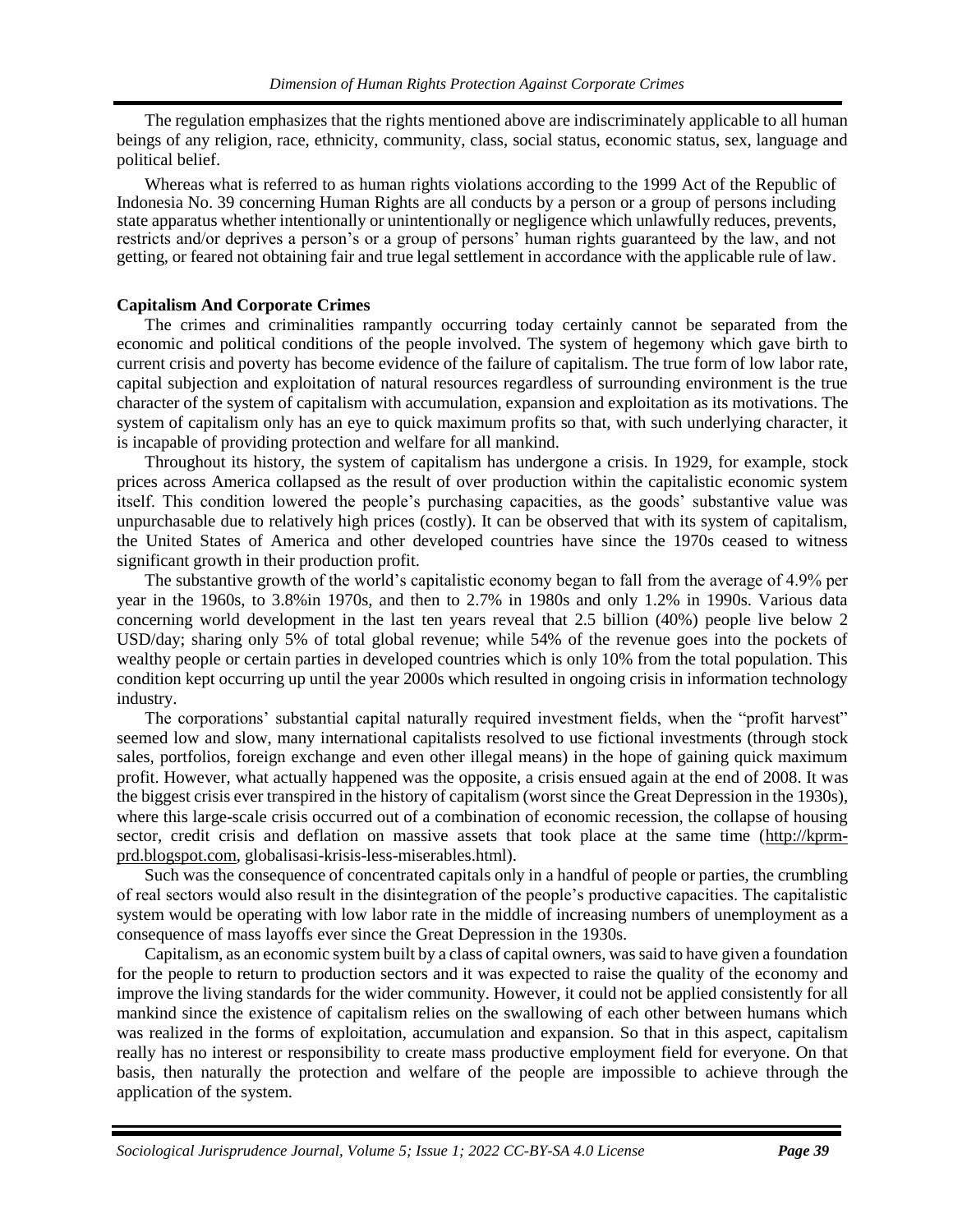The regulation emphasizes that the rights mentioned above are indiscriminately applicable to all human beings of any religion, race, ethnicity, community, class, social status, economic status, sex, language and political belief.

Whereas what is referred to as human rights violations according to the 1999 Act of the Republic of Indonesia No. 39 concerning Human Rights are all conducts by a person or a group of persons including state apparatus whether intentionally or unintentionally or negligence which unlawfully reduces, prevents, restricts and/or deprives a person's or a group of persons' human rights guaranteed by the law, and not getting, or feared not obtaining fair and true legal settlement in accordance with the applicable rule of law.

**Capitalism And Corporate Crimes**

The crimes and criminalities rampantly occurring today certainly cannot be separated from the economic and political conditions of the people involved. The system of hegemony which gave birth to current crisis and poverty has become evidence of the failure of capitalism. The true form of low labor rate, capital subjection and exploitation of natural resources regardless of surrounding environment is the true character of the system of capitalism with accumulation, expansion and exploitation as its motivations. The system of capitalism only has an eye to quick maximum profits so that, with such underlying character, it is incapable of providing protection and welfare for all mankind.

Throughout its history, the system of capitalism has undergone a crisis. In 1929, for example, stock prices across America collapsed as the result of over production within the capitalistic economic system itself. This condition lowered the people's purchasing capacities, as the goods' substantive value was unpurchasable due to relatively high prices (costly). It can be observed that with its system of capitalism, the United States of America and other developed countries have since the 1970s ceased to witness significant growth in their production profit.

The substantive growth of the world's capitalistic economy began to fall from the average of 4.9% per year in the 1960s, to 3.8%in 1970s, and then to 2.7% in 1980s and only 1.2% in 1990s. Various data concerning world development in the last ten years reveal that 2.5 billion (40%) people live below 2 USD/day; sharing only 5% of total global revenue; while 54% of the revenue goes into the pockets of wealthy people or certain parties in developed countries which is only 10% from the total population. This condition kept occurring up until the year 2000s which resulted in ongoing crisis in information technology industry.

The corporations' substantial capital naturally required investment fields, when the "profit harvest" seemed low and slow, many international capitalists resolved to use fictional investments (through stock sales, portfolios, foreign exchange and even other illegal means) in the hope of gaining quick maximum profit. However, what actually happened was the opposite, a crisis ensued again at the end of 2008. It was the biggest crisis ever transpired in the history of capitalism (worst since the Great Depression in the 1930s), where this large-scale crisis occurred out of a combination of economic recession, the collapse of housing sector, credit crisis and deflation on massive assets that took place at the same time (http://kprm-prd.blogspot.com, globalisasi-krisis-less-miserables.html).

Such was the consequence of concentrated capitals only in a handful of people or parties, the crumbling of real sectors would also result in the disintegration of the people's productive capacities. The capitalistic system would be operating with low labor rate in the middle of increasing numbers of unemployment as a consequence of mass layoffs ever since the Great Depression in the 1930s.

Capitalism, as an economic system built by a class of capital owners, was said to have given a foundation for the people to return to production sectors and it was expected to raise the quality of the economy and improve the living standards for the wider community. However, it could not be applied consistently for all mankind since the existence of capitalism relies on the swallowing of each other between humans which was realized in the forms of exploitation, accumulation and expansion. So that in this aspect, capitalism really has no interest or responsibility to create mass productive employment field for everyone. On that basis, then naturally the protection and welfare of the people are impossible to achieve through the application of the system.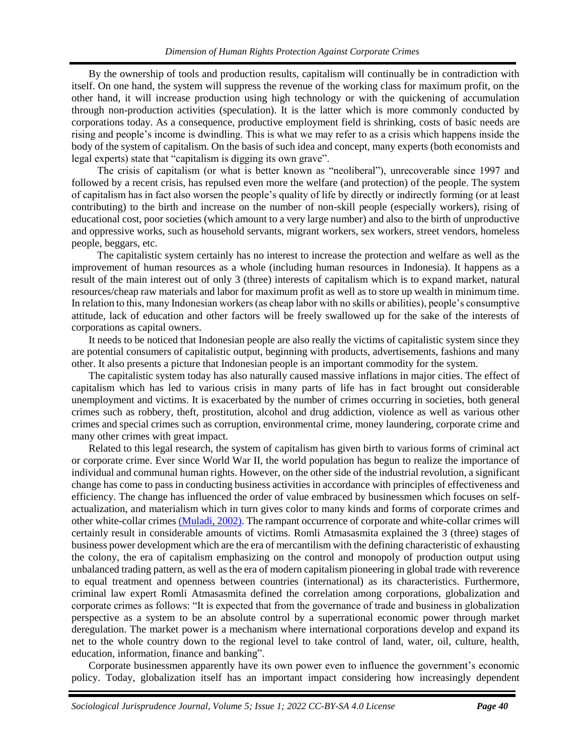By the ownership of tools and production results, capitalism will continually be in contradiction with itself. On one hand, the system will suppress the revenue of the working class for maximum profit, on the other hand, it will increase production using high technology or with the quickening of accumulation through non-production activities (speculation). It is the latter which is more commonly conducted by corporations today. As a consequence, productive employment field is shrinking, costs of basic needs are rising and people's income is dwindling. This is what we may refer to as a crisis which happens inside the body of the system of capitalism. On the basis of such idea and concept, many experts (both economists and legal experts) state that "capitalism is digging its own grave".

The crisis of capitalism (or what is better known as "neoliberal"), unrecoverable since 1997 and followed by a recent crisis, has repulsed even more the welfare (and protection) of the people. The system of capitalism has in fact also worsen the people's quality of life by directly or indirectly forming (or at least contributing) to the birth and increase on the number of non-skill people (especially workers), rising of educational cost, poor societies (which amount to a very large number) and also to the birth of unproductive and oppressive works, such as household servants, migrant workers, sex workers, street vendors, homeless people, beggars, etc.

The capitalistic system certainly has no interest to increase the protection and welfare as well as the improvement of human resources as a whole (including human resources in Indonesia). It happens as a result of the main interest out of only 3 (three) interests of capitalism which is to expand market, natural resources/cheap raw materials and labor for maximum profit as well as to store up wealth in minimum time. In relation to this, many Indonesian workers (as cheap labor with no skills or abilities), people's consumptive attitude, lack of education and other factors will be freely swallowed up for the sake of the interests of corporations as capital owners.

It needs to be noticed that Indonesian people are also really the victims of capitalistic system since they are potential consumers of capitalistic output, beginning with products, advertisements, fashions and many other. It also presents a picture that Indonesian people is an important commodity for the system.

The capitalistic system today has also naturally caused massive inflations in major cities. The effect of capitalism which has led to various crisis in many parts of life has in fact brought out considerable unemployment and victims. It is exacerbated by the number of crimes occurring in societies, both general crimes such as robbery, theft, prostitution, alcohol and drug addiction, violence as well as various other crimes and special crimes such as corruption, environmental crime, money laundering, corporate crime and many other crimes with great impact.

Related to this legal research, the system of capitalism has given birth to various forms of criminal act or corporate crime. Ever since World War II, the world population has begun to realize the importance of individual and communal human rights. However, on the other side of the industrial revolution, a significant change has come to pass in conducting business activities in accordance with principles of effectiveness and efficiency. The change has influenced the order of value embraced by businessmen which focuses on self-actualization, and materialism which in turn gives color to many kinds and forms of corporate crimes and other white-collar crimes (Muladi, 2002). The rampant occurrence of corporate and white-collar crimes will certainly result in considerable amounts of victims. Romli Atmasasmita explained the 3 (three) stages of business power development which are the era of mercantilism with the defining characteristic of exhausting the colony, the era of capitalism emphasizing on the control and monopoly of production output using unbalanced trading pattern, as well as the era of modern capitalism pioneering in global trade with reverence to equal treatment and openness between countries (international) as its characteristics. Furthermore, criminal law expert Romli Atmasasmita defined the correlation among corporations, globalization and corporate crimes as follows: "It is expected that from the governance of trade and business in globalization perspective as a system to be an absolute control by a superrational economic power through market deregulation. The market power is a mechanism where international corporations develop and expand its net to the whole country down to the regional level to take control of land, water, oil, culture, health, education, information, finance and banking".

Corporate businessmen apparently have its own power even to influence the government's economic policy. Today, globalization itself has an important impact considering how increasingly dependent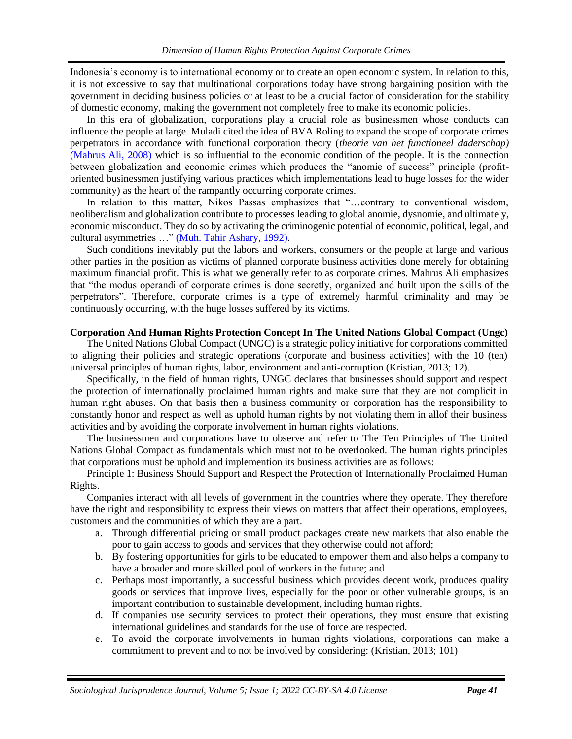Indonesia's economy is to international economy or to create an open economic system. In relation to this, it is not excessive to say that multinational corporations today have strong bargaining position with the government in deciding business policies or at least to be a crucial factor of consideration for the stability of domestic economy, making the government not completely free to make its economic policies.

In this era of globalization, corporations play a crucial role as businessmen whose conducts can influence the people at large. Muladi cited the idea of BVA Roling to expand the scope of corporate crimes perpetrators in accordance with functional corporation theory (*theorie van het functioneel daderschap)* (Mahrus Ali, 2008) which is so influential to the economic condition of the people. It is the connection between globalization and economic crimes which produces the "anomie of success" principle (profit-oriented businessmen justifying various practices which implementations lead to huge losses for the wider community) as the heart of the rampantly occurring corporate crimes.

In relation to this matter, Nikos Passas emphasizes that "…contrary to conventional wisdom, neoliberalism and globalization contribute to processes leading to global anomie, dysnomie, and ultimately, economic misconduct. They do so by activating the criminogenic potential of economic, political, legal, and cultural asymmetries …" (Muh. Tahir Ashary, 1992).

Such conditions inevitably put the labors and workers, consumers or the people at large and various other parties in the position as victims of planned corporate business activities done merely for obtaining maximum financial profit. This is what we generally refer to as corporate crimes. Mahrus Ali emphasizes that "the modus operandi of corporate crimes is done secretly, organized and built upon the skills of the perpetrators". Therefore, corporate crimes is a type of extremely harmful criminality and may be continuously occurring, with the huge losses suffered by its victims.

## Corporation And Human Rights Protection Concept In The United Nations Global Compact (Ungc)

The United Nations Global Compact (UNGC) is a strategic policy initiative for corporations committed to aligning their policies and strategic operations (corporate and business activities) with the 10 (ten) universal principles of human rights, labor, environment and anti-corruption (Kristian, 2013; 12).

Specifically, in the field of human rights, UNGC declares that businesses should support and respect the protection of internationally proclaimed human rights and make sure that they are not complicit in human right abuses. On that basis then a business community or corporation has the responsibility to constantly honor and respect as well as uphold human rights by not violating them in allof their business activities and by avoiding the corporate involvement in human rights violations.

The businessmen and corporations have to observe and refer to The Ten Principles of The United Nations Global Compact as fundamentals which must not to be overlooked. The human rights principles that corporations must be uphold and implemention its business activities are as follows:

Principle 1: Business Should Support and Respect the Protection of Internationally Proclaimed Human Rights.

Companies interact with all levels of government in the countries where they operate. They therefore have the right and responsibility to express their views on matters that affect their operations, employees, customers and the communities of which they are a part.

a. Through differential pricing or small product packages create new markets that also enable the poor to gain access to goods and services that they otherwise could not afford;
b. By fostering opportunities for girls to be educated to empower them and also helps a company to have a broader and more skilled pool of workers in the future; and
c. Perhaps most importantly, a successful business which provides decent work, produces quality goods or services that improve lives, especially for the poor or other vulnerable groups, is an important contribution to sustainable development, including human rights.
d. If companies use security services to protect their operations, they must ensure that existing international guidelines and standards for the use of force are respected.
e. To avoid the corporate involvements in human rights violations, corporations can make a commitment to prevent and to not be involved by considering: (Kristian, 2013; 101)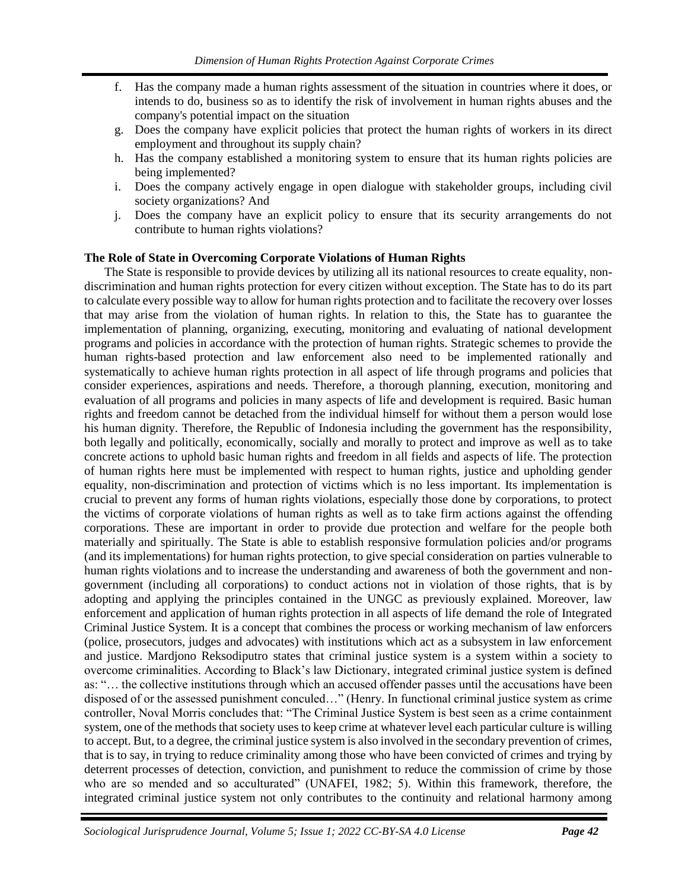f. Has the company made a human rights assessment of the situation in countries where it does, or intends to do, business so as to identify the risk of involvement in human rights abuses and the company's potential impact on the situation
g. Does the company have explicit policies that protect the human rights of workers in its direct employment and throughout its supply chain?
h. Has the company established a monitoring system to ensure that its human rights policies are being implemented?
i. Does the company actively engage in open dialogue with stakeholder groups, including civil society organizations? And
j. Does the company have an explicit policy to ensure that its security arrangements do not contribute to human rights violations?

**The Role of State in Overcoming Corporate Violations of Human Rights**

The State is responsible to provide devices by utilizing all its national resources to create equality, non-discrimination and human rights protection for every citizen without exception. The State has to do its part to calculate every possible way to allow for human rights protection and to facilitate the recovery over losses that may arise from the violation of human rights. In relation to this, the State has to guarantee the implementation of planning, organizing, executing, monitoring and evaluating of national development programs and policies in accordance with the protection of human rights. Strategic schemes to provide the human rights-based protection and law enforcement also need to be implemented rationally and systematically to achieve human rights protection in all aspect of life through programs and policies that consider experiences, aspirations and needs. Therefore, a thorough planning, execution, monitoring and evaluation of all programs and policies in many aspects of life and development is required. Basic human rights and freedom cannot be detached from the individual himself for without them a person would lose his human dignity. Therefore, the Republic of Indonesia including the government has the responsibility, both legally and politically, economically, socially and morally to protect and improve as well as to take concrete actions to uphold basic human rights and freedom in all fields and aspects of life. The protection of human rights here must be implemented with respect to human rights, justice and upholding gender equality, non-discrimination and protection of victims which is no less important. Its implementation is crucial to prevent any forms of human rights violations, especially those done by corporations, to protect the victims of corporate violations of human rights as well as to take firm actions against the offending corporations. These are important in order to provide due protection and welfare for the people both materially and spiritually. The State is able to establish responsive formulation policies and/or programs (and its implementations) for human rights protection, to give special consideration on parties vulnerable to human rights violations and to increase the understanding and awareness of both the government and non-government (including all corporations) to conduct actions not in violation of those rights, that is by adopting and applying the principles contained in the UNGC as previously explained. Moreover, law enforcement and application of human rights protection in all aspects of life demand the role of Integrated Criminal Justice System. It is a concept that combines the process or working mechanism of law enforcers (police, prosecutors, judges and advocates) with institutions which act as a subsystem in law enforcement and justice. Mardjono Reksodiputro states that criminal justice system is a system within a society to overcome criminalities. According to Black's law Dictionary, integrated criminal justice system is defined as: "… the collective institutions through which an accused offender passes until the accusations have been disposed of or the assessed punishment conculed…" (Henry. In functional criminal justice system as crime controller, Noval Morris concludes that: "The Criminal Justice System is best seen as a crime containment system, one of the methods that society uses to keep crime at whatever level each particular culture is willing to accept. But, to a degree, the criminal justice system is also involved in the secondary prevention of crimes, that is to say, in trying to reduce criminality among those who have been convicted of crimes and trying by deterrent processes of detection, conviction, and punishment to reduce the commission of crime by those who are so mended and so acculturated" (UNAFEI, 1982; 5). Within this framework, therefore, the integrated criminal justice system not only contributes to the continuity and relational harmony among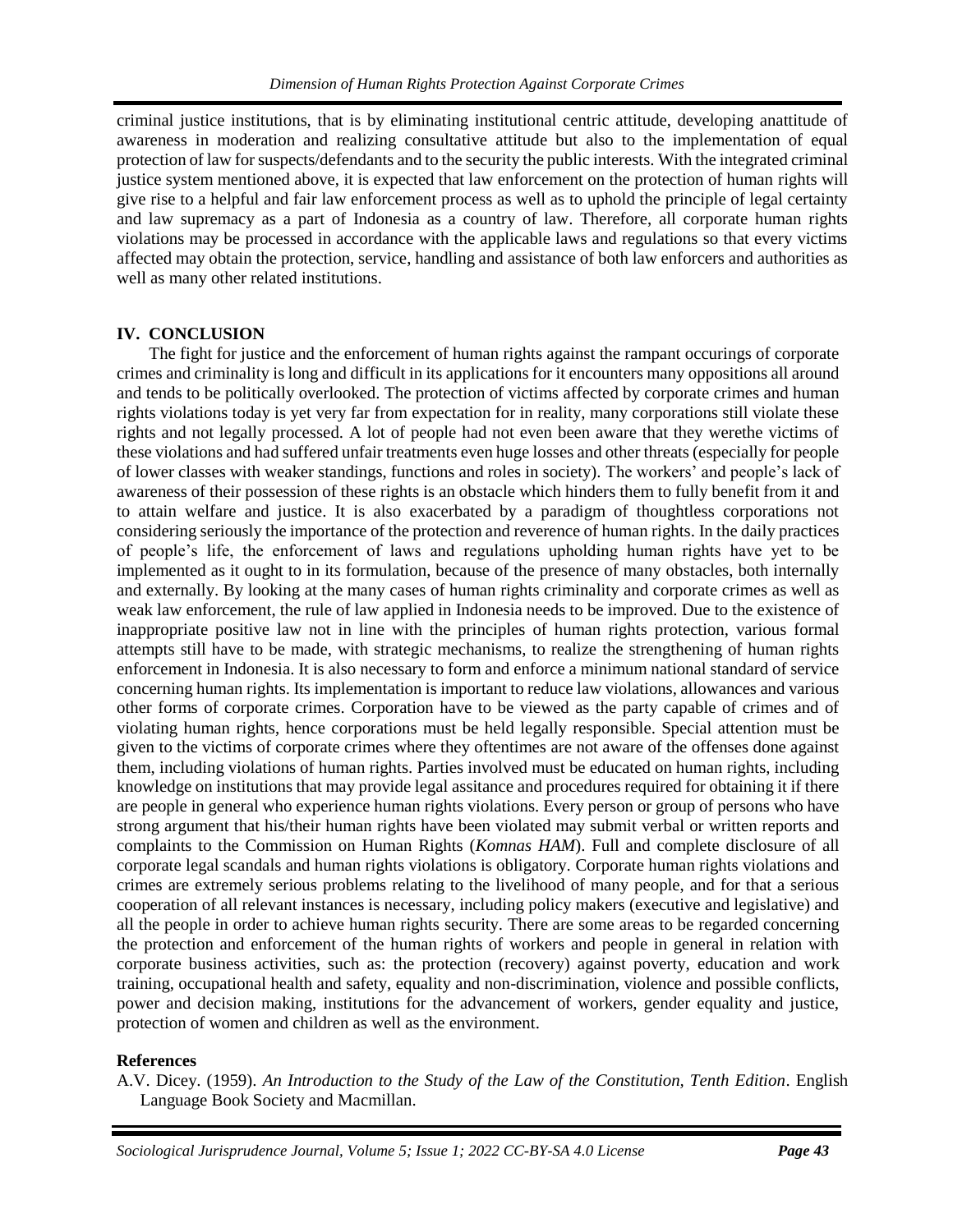criminal justice institutions, that is by eliminating institutional centric attitude, developing anattitude of awareness in moderation and realizing consultative attitude but also to the implementation of equal protection of law for suspects/defendants and to the security the public interests. With the integrated criminal justice system mentioned above, it is expected that law enforcement on the protection of human rights will give rise to a helpful and fair law enforcement process as well as to uphold the principle of legal certainty and law supremacy as a part of Indonesia as a country of law. Therefore, all corporate human rights violations may be processed in accordance with the applicable laws and regulations so that every victims affected may obtain the protection, service, handling and assistance of both law enforcers and authorities as well as many other related institutions.

## IV. CONCLUSION

The fight for justice and the enforcement of human rights against the rampant occurings of corporate crimes and criminality is long and difficult in its applications for it encounters many oppositions all around and tends to be politically overlooked. The protection of victims affected by corporate crimes and human rights violations today is yet very far from expectation for in reality, many corporations still violate these rights and not legally processed. A lot of people had not even been aware that they werethe victims of these violations and had suffered unfair treatments even huge losses and other threats (especially for people of lower classes with weaker standings, functions and roles in society). The workers' and people's lack of awareness of their possession of these rights is an obstacle which hinders them to fully benefit from it and to attain welfare and justice. It is also exacerbated by a paradigm of thoughtless corporations not considering seriously the importance of the protection and reverence of human rights. In the daily practices of people's life, the enforcement of laws and regulations upholding human rights have yet to be implemented as it ought to in its formulation, because of the presence of many obstacles, both internally and externally. By looking at the many cases of human rights criminality and corporate crimes as well as weak law enforcement, the rule of law applied in Indonesia needs to be improved. Due to the existence of inappropriate positive law not in line with the principles of human rights protection, various formal attempts still have to be made, with strategic mechanisms, to realize the strengthening of human rights enforcement in Indonesia. It is also necessary to form and enforce a minimum national standard of service concerning human rights. Its implementation is important to reduce law violations, allowances and various other forms of corporate crimes. Corporation have to be viewed as the party capable of crimes and of violating human rights, hence corporations must be held legally responsible. Special attention must be given to the victims of corporate crimes where they oftentimes are not aware of the offenses done against them, including violations of human rights. Parties involved must be educated on human rights, including knowledge on institutions that may provide legal assitance and procedures required for obtaining it if there are people in general who experience human rights violations. Every person or group of persons who have strong argument that his/their human rights have been violated may submit verbal or written reports and complaints to the Commission on Human Rights (*Komnas HAM*). Full and complete disclosure of all corporate legal scandals and human rights violations is obligatory. Corporate human rights violations and crimes are extremely serious problems relating to the livelihood of many people, and for that a serious cooperation of all relevant instances is necessary, including policy makers (executive and legislative) and all the people in order to achieve human rights security. There are some areas to be regarded concerning the protection and enforcement of the human rights of workers and people in general in relation with corporate business activities, such as: the protection (recovery) against poverty, education and work training, occupational health and safety, equality and non-discrimination, violence and possible conflicts, power and decision making, institutions for the advancement of workers, gender equality and justice, protection of women and children as well as the environment.

## References

A.V. Dicey. (1959). *An Introduction to the Study of the Law of the Constitution, Tenth Edition*. English Language Book Society and Macmillan.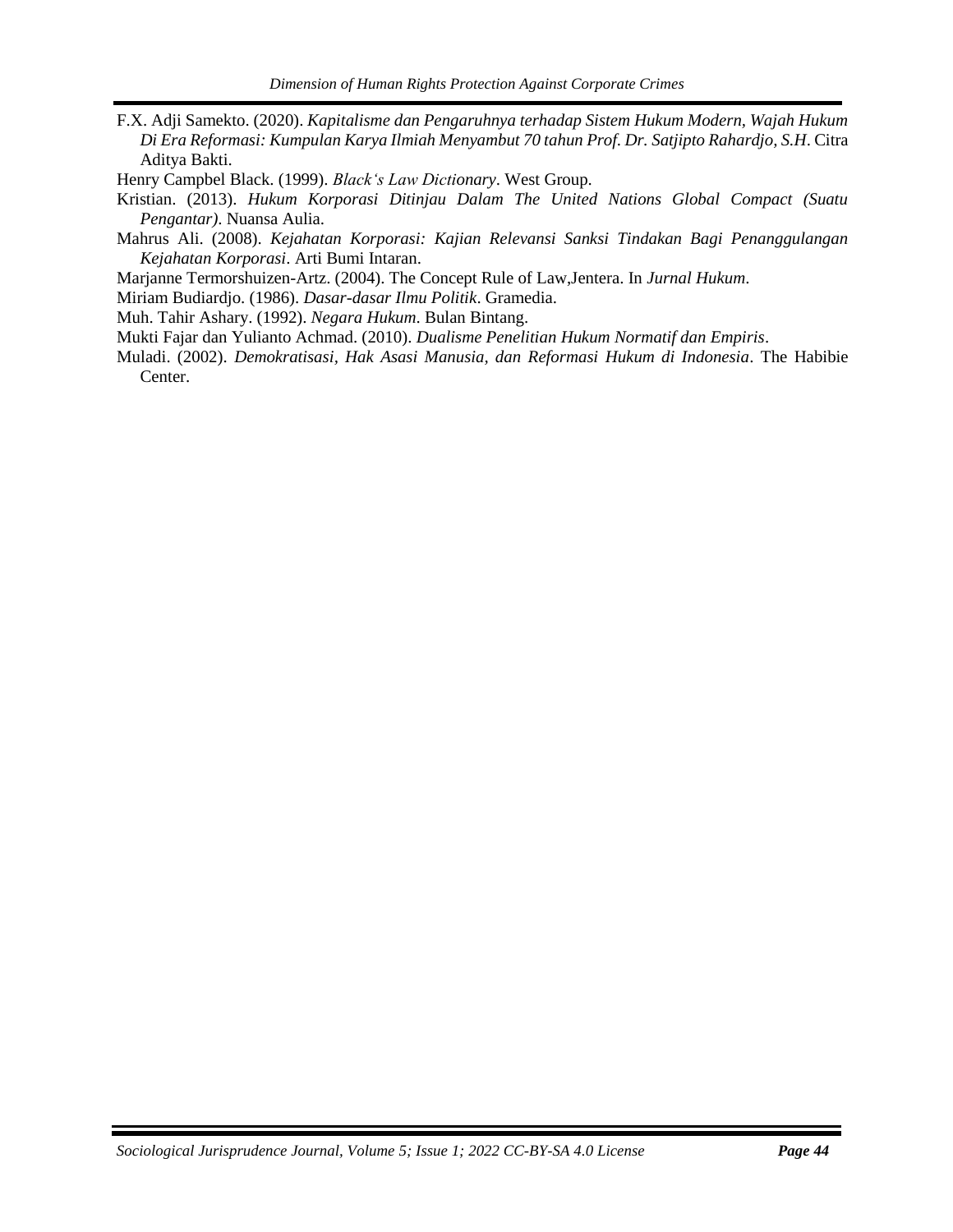F.X. Adji Samekto. (2020). *Kapitalisme dan Pengaruhnya terhadap Sistem Hukum Modern, Wajah Hukum Di Era Reformasi: Kumpulan Karya Ilmiah Menyambut 70 tahun Prof. Dr. Satjipto Rahardjo, S.H*. Citra Aditya Bakti.

Henry Campbel Black. (1999). *Black's Law Dictionary*. West Group.

Kristian. (2013). *Hukum Korporasi Ditinjau Dalam The United Nations Global Compact (Suatu Pengantar)*. Nuansa Aulia.

Mahrus Ali. (2008). *Kejahatan Korporasi: Kajian Relevansi Sanksi Tindakan Bagi Penanggulangan Kejahatan Korporasi*. Arti Bumi Intaran.

Marjanne Termorshuizen-Artz. (2004). The Concept Rule of Law,Jentera. In *Jurnal Hukum*.

Miriam Budiardjo. (1986). *Dasar-dasar Ilmu Politik*. Gramedia.

Muh. Tahir Ashary. (1992). *Negara Hukum*. Bulan Bintang.

Mukti Fajar dan Yulianto Achmad. (2010). *Dualisme Penelitian Hukum Normatif dan Empiris*.

Muladi. (2002). *Demokratisasi, Hak Asasi Manusia, dan Reformasi Hukum di Indonesia*. The Habibie Center.